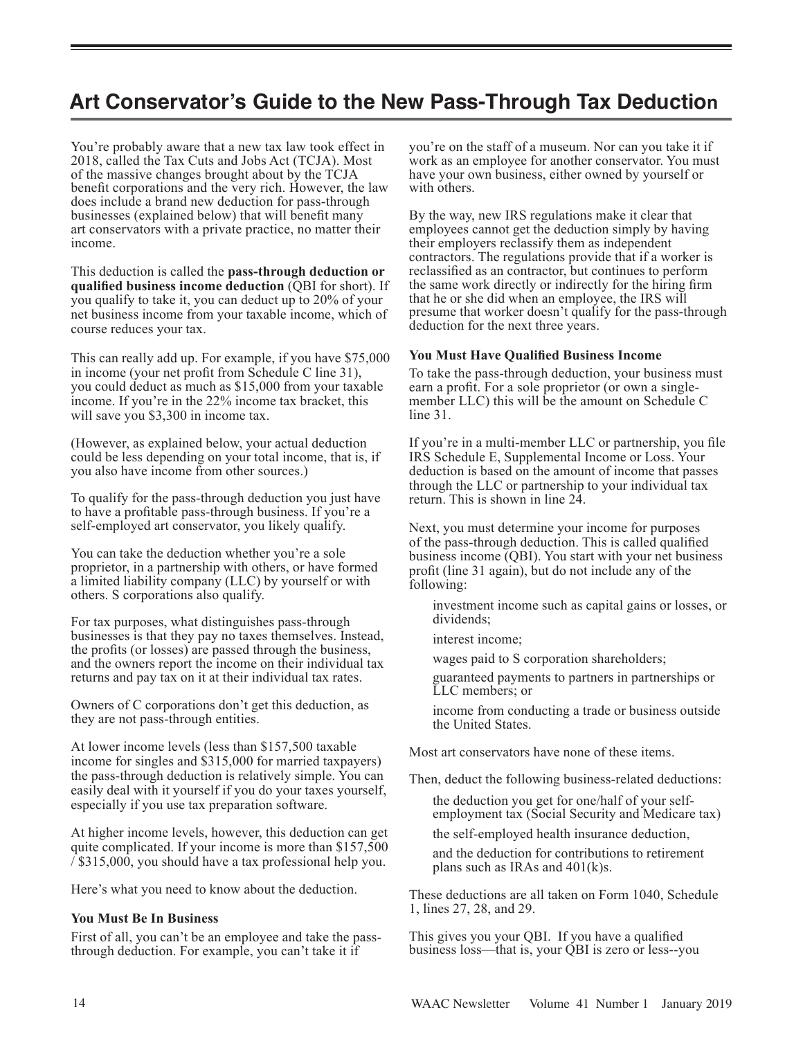# Art Conservator's Guide to the New Pass-Through Tax Deduction

You're probably aware that a new tax law took effect in 2018, called the Tax Cuts and Jobs Act (TCJA). Most of the massive changes brought about by the TCJA benefit corporations and the very rich. However, the law does include a brand new deduction for pass-through businesses (explained below) that will benefit many art conservators with a private practice, no matter their income.

This deduction is called the **pass-through deduction or qualified business income deduction** (QBI for short). If you qualify to take it, you can deduct up to 20% of your net business income from your taxable income, which of course reduces your tax.

This can really add up. For example, if you have $75,000 in income (your net profit from Schedule C line 31), you could deduct as much as $15,000 from your taxable income. If you're in the 22% income tax bracket, this will save you $3,300 in income tax.

(However, as explained below, your actual deduction could be less depending on your total income, that is, if you also have income from other sources.)

To qualify for the pass-through deduction you just have to have a profitable pass-through business. If you're a self-employed art conservator, you likely qualify.

You can take the deduction whether you're a sole proprietor, in a partnership with others, or have formed a limited liability company (LLC) by yourself or with others. S corporations also qualify.

For tax purposes, what distinguishes pass-through businesses is that they pay no taxes themselves. Instead, the profits (or losses) are passed through the business, and the owners report the income on their individual tax returns and pay tax on it at their individual tax rates.

Owners of C corporations don't get this deduction, as they are not pass-through entities.

At lower income levels (less than $157,500 taxable income for singles and $315,000 for married taxpayers) the pass-through deduction is relatively simple. You can easily deal with it yourself if you do your taxes yourself, especially if you use tax preparation software.

At higher income levels, however, this deduction can get quite complicated. If your income is more than $157,500 / $315,000, you should have a tax professional help you.

Here's what you need to know about the deduction.

**You Must Be In Business**

First of all, you can't be an employee and take the pass-through deduction. For example, you can't take it if you're on the staff of a museum. Nor can you take it if work as an employee for another conservator. You must have your own business, either owned by yourself or with others.

By the way, new IRS regulations make it clear that employees cannot get the deduction simply by having their employers reclassify them as independent contractors. The regulations provide that if a worker is reclassified as an contractor, but continues to perform the same work directly or indirectly for the hiring firm that he or she did when an employee, the IRS will presume that worker doesn't qualify for the pass-through deduction for the next three years.

**You Must Have Qualified Business Income**

To take the pass-through deduction, your business must earn a profit. For a sole proprietor (or own a single-member LLC) this will be the amount on Schedule C line 31.

If you're in a multi-member LLC or partnership, you file IRS Schedule E, Supplemental Income or Loss. Your deduction is based on the amount of income that passes through the LLC or partnership to your individual tax return. This is shown in line 24.

Next, you must determine your income for purposes of the pass-through deduction. This is called qualified business income (QBI). You start with your net business profit (line 31 again), but do not include any of the following:

- investment income such as capital gains or losses, or dividends;
- interest income;
- wages paid to S corporation shareholders;
- guaranteed payments to partners in partnerships or LLC members; or
- income from conducting a trade or business outside the United States.

Most art conservators have none of these items.

Then, deduct the following business-related deductions:

- the deduction you get for one/half of your self-employment tax (Social Security and Medicare tax)
- the self-employed health insurance deduction,
- and the deduction for contributions to retirement plans such as IRAs and 401(k)s.

These deductions are all taken on Form 1040, Schedule 1, lines 27, 28, and 29.

This gives you your QBI. If you have a qualified business loss—that is, your QBI is zero or less--you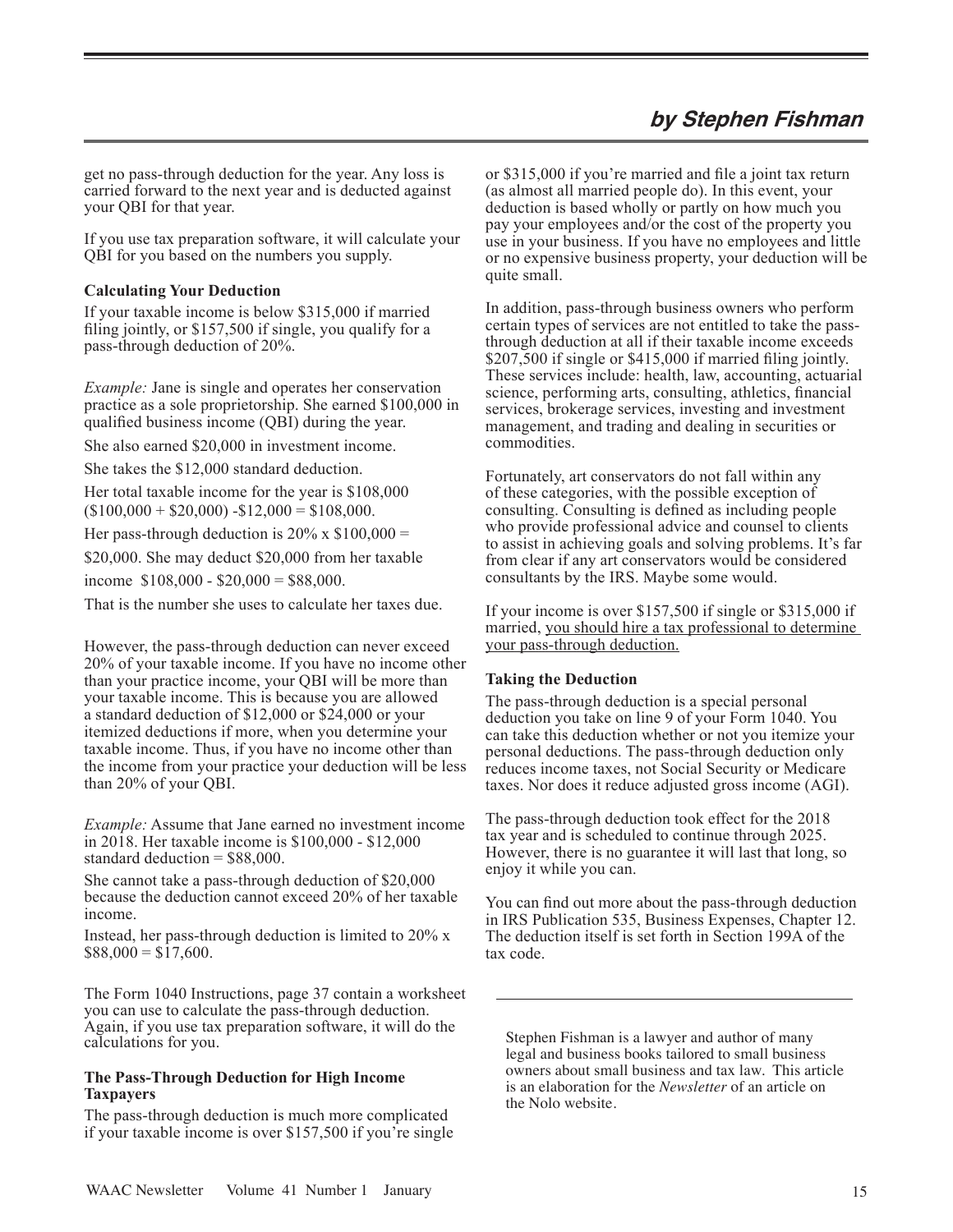get no pass-through deduction for the year. Any loss is carried forward to the next year and is deducted against your QBI for that year.

If you use tax preparation software, it will calculate your QBI for you based on the numbers you supply.

**Calculating Your Deduction**

If your taxable income is below $315,000 if married filing jointly, or $157,500 if single, you qualify for a pass-through deduction of 20%.

*Example:* Jane is single and operates her conservation practice as a sole proprietorship. She earned $100,000 in qualified business income (QBI) during the year.

She also earned $20,000 in investment income.

She takes the $12,000 standard deduction.

Her total taxable income for the year is $108,000 ($100,000 + $20,000) -$12,000 = $108,000.

Her pass-through deduction is 20% x $100,000 =

$20,000. She may deduct $20,000 from her taxable

income $108,000 - $20,000 = $88,000.

That is the number she uses to calculate her taxes due.

However, the pass-through deduction can never exceed 20% of your taxable income. If you have no income other than your practice income, your QBI will be more than your taxable income. This is because you are allowed a standard deduction of $12,000 or $24,000 or your itemized deductions if more, when you determine your taxable income. Thus, if you have no income other than the income from your practice your deduction will be less than 20% of your QBI.

*Example:* Assume that Jane earned no investment income in 2018. Her taxable income is $100,000 - $12,000 standard deduction = $88,000.

She cannot take a pass-through deduction of $20,000 because the deduction cannot exceed 20% of her taxable income.

Instead, her pass-through deduction is limited to 20% x $88,000 = $17,600.

The Form 1040 Instructions, page 37 contain a worksheet you can use to calculate the pass-through deduction. Again, if you use tax preparation software, it will do the calculations for you.

**The Pass-Through Deduction for High Income Taxpayers**

The pass-through deduction is much more complicated if your taxable income is over $157,500 if you're single or $315,000 if you're married and file a joint tax return (as almost all married people do). In this event, your deduction is based wholly or partly on how much you pay your employees and/or the cost of the property you use in your business. If you have no employees and little or no expensive business property, your deduction will be quite small.

In addition, pass-through business owners who perform certain types of services are not entitled to take the pass-through deduction at all if their taxable income exceeds $207,500 if single or $415,000 if married filing jointly. These services include: health, law, accounting, actuarial science, performing arts, consulting, athletics, financial services, brokerage services, investing and investment management, and trading and dealing in securities or commodities.

Fortunately, art conservators do not fall within any of these categories, with the possible exception of consulting. Consulting is defined as including people who provide professional advice and counsel to clients to assist in achieving goals and solving problems. It's far from clear if any art conservators would be considered consultants by the IRS. Maybe some would.

If your income is over $157,500 if single or $315,000 if married, <u>you should hire a tax professional to determine your pass-through deduction.</u>

**Taking the Deduction**

The pass-through deduction is a special personal deduction you take on line 9 of your Form 1040. You can take this deduction whether or not you itemize your personal deductions. The pass-through deduction only reduces income taxes, not Social Security or Medicare taxes. Nor does it reduce adjusted gross income (AGI).

The pass-through deduction took effect for the 2018 tax year and is scheduled to continue through 2025. However, there is no guarantee it will last that long, so enjoy it while you can.

You can find out more about the pass-through deduction in IRS Publication 535, Business Expenses, Chapter 12. The deduction itself is set forth in Section 199A of the tax code.

---

Stephen Fishman is a lawyer and author of many legal and business books tailored to small business owners about small business and tax law. This article is an elaboration for the *Newsletter* of an article on the Nolo website.